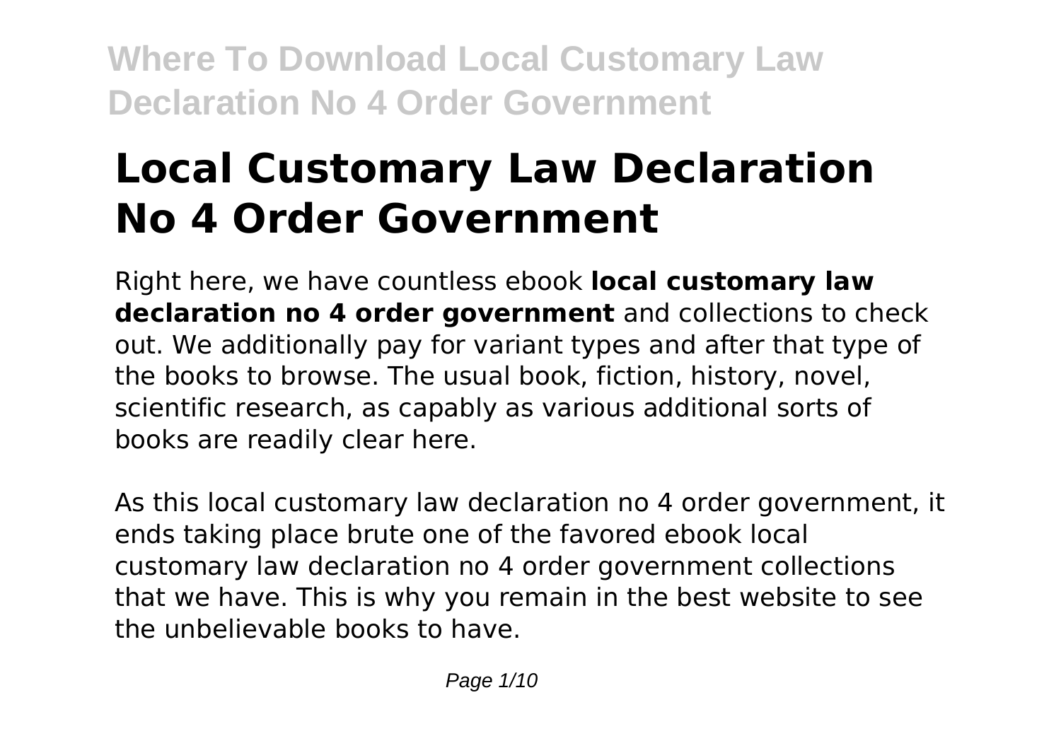# Local Customary Law Declaration No 4 Order Government

Right here, we have countless ebook **local customary law declaration no 4 order government** and collections to check out. We additionally pay for variant types and after that type of the books to browse. The usual book, fiction, history, novel, scientific research, as capably as various additional sorts of books are readily clear here.

As this local customary law declaration no 4 order government, it ends taking place brute one of the favored ebook local customary law declaration no 4 order government collections that we have. This is why you remain in the best website to see the unbelievable books to have.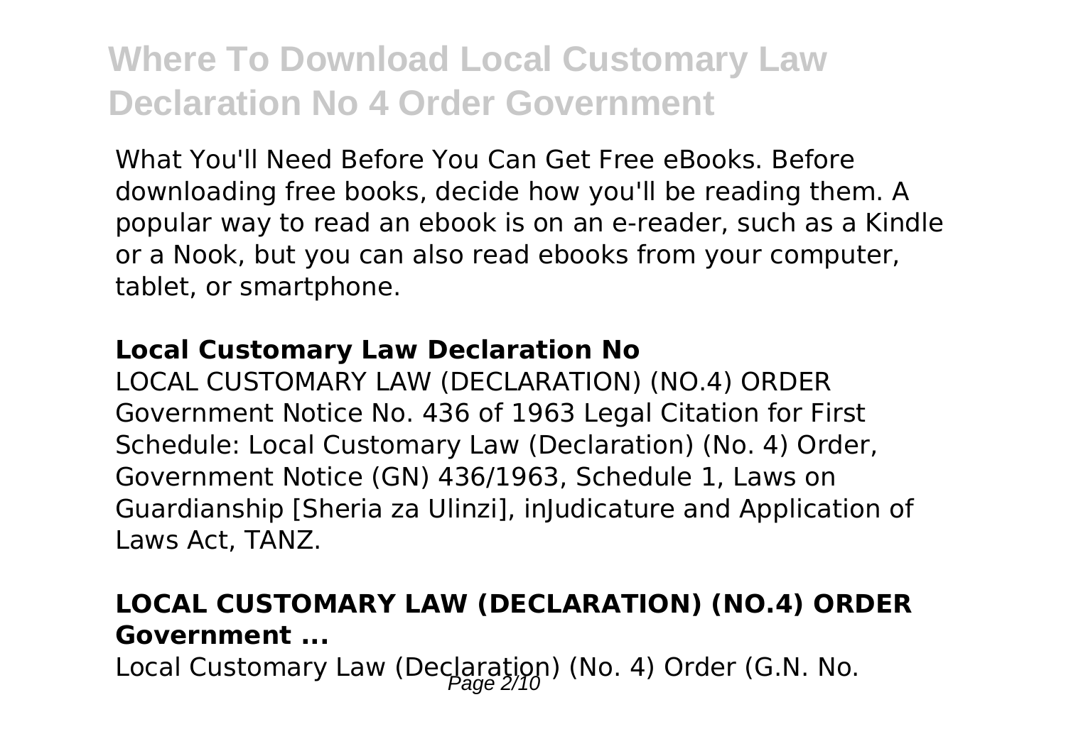# Where To Download Local Customary Law Declaration No 4 Order Government

What You'll Need Before You Can Get Free eBooks. Before downloading free books, decide how you'll be reading them. A popular way to read an ebook is on an e-reader, such as a Kindle or a Nook, but you can also read ebooks from your computer, tablet, or smartphone.

### Local Customary Law Declaration No

LOCAL CUSTOMARY LAW (DECLARATION) (NO.4) ORDER Government Notice No. 436 of 1963 Legal Citation for First Schedule: Local Customary Law (Declaration) (No. 4) Order, Government Notice (GN) 436/1963, Schedule 1, Laws on Guardianship [Sheria za Ulinzi], inJudicature and Application of Laws Act, TANZ.

### LOCAL CUSTOMARY LAW (DECLARATION) (NO.4) ORDER Government ...

Local Customary Law (Declaration) (No. 4) Order (G.N. No.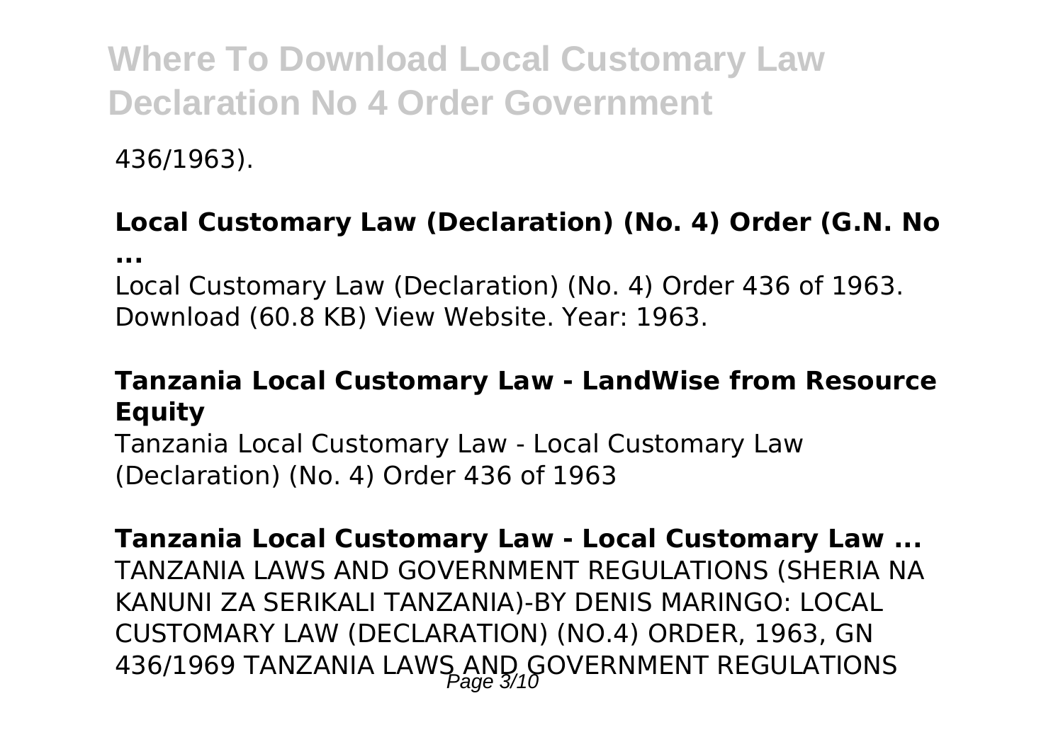436/1963).

**Local Customary Law (Declaration) (No. 4) Order (G.N. No ...**

Local Customary Law (Declaration) (No. 4) Order 436 of 1963. Download (60.8 KB) View Website. Year: 1963.

**Tanzania Local Customary Law - LandWise from Resource Equity**

Tanzania Local Customary Law - Local Customary Law (Declaration) (No. 4) Order 436 of 1963

**Tanzania Local Customary Law - Local Customary Law ...**

TANZANIA LAWS AND GOVERNMENT REGULATIONS (SHERIA NA KANUNI ZA SERIKALI TANZANIA)-BY DENIS MARINGO: LOCAL CUSTOMARY LAW (DECLARATION) (NO.4) ORDER, 1963, GN 436/1969 TANZANIA LAWS AND GOVERNMENT REGULATIONS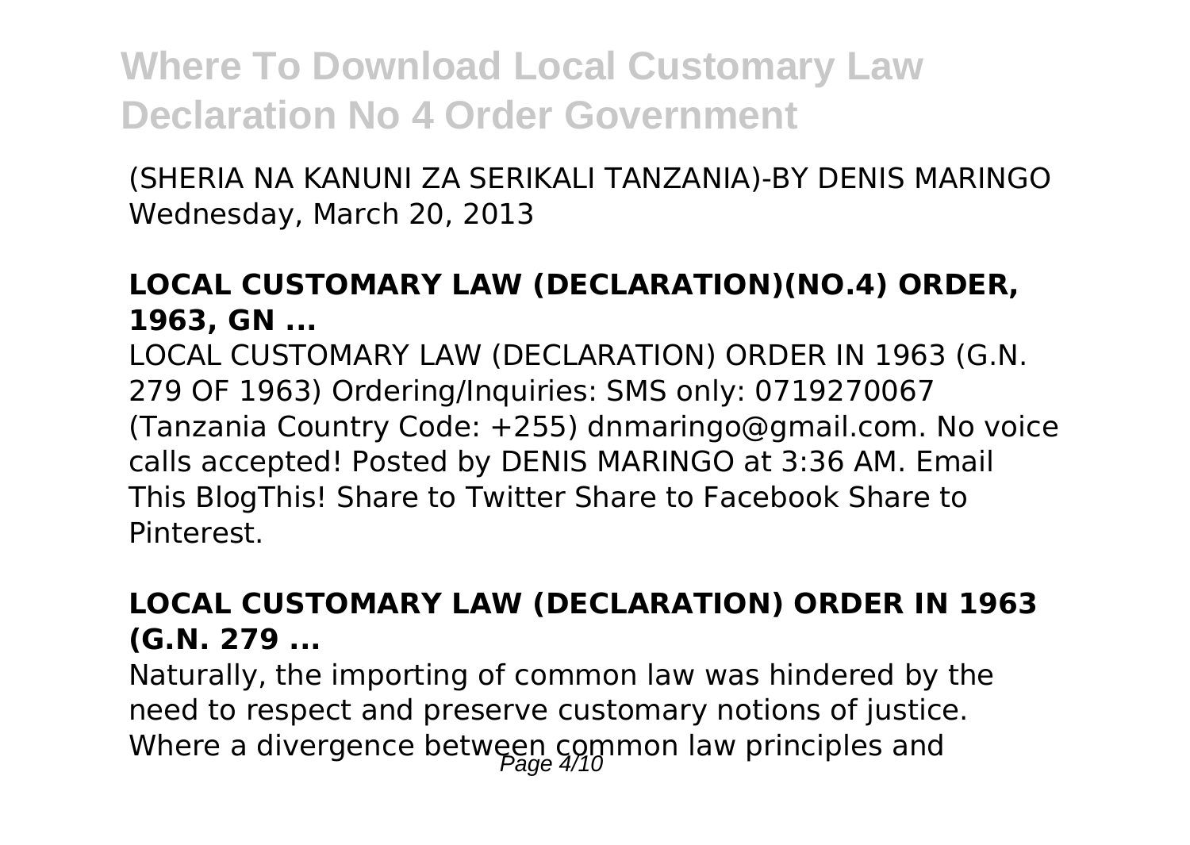(SHERIA NA KANUNI ZA SERIKALI TANZANIA)-BY DENIS MARINGO Wednesday, March 20, 2013

### LOCAL CUSTOMARY LAW (DECLARATION)(NO.4) ORDER, 1963, GN ...

LOCAL CUSTOMARY LAW (DECLARATION) ORDER IN 1963 (G.N. 279 OF 1963) Ordering/Inquiries: SMS only: 0719270067 (Tanzania Country Code: +255) dnmaringo@gmail.com. No voice calls accepted! Posted by DENIS MARINGO at 3:36 AM. Email This BlogThis! Share to Twitter Share to Facebook Share to Pinterest.

### LOCAL CUSTOMARY LAW (DECLARATION) ORDER IN 1963 (G.N. 279 ...

Naturally, the importing of common law was hindered by the need to respect and preserve customary notions of justice. Where a divergence between common law principles and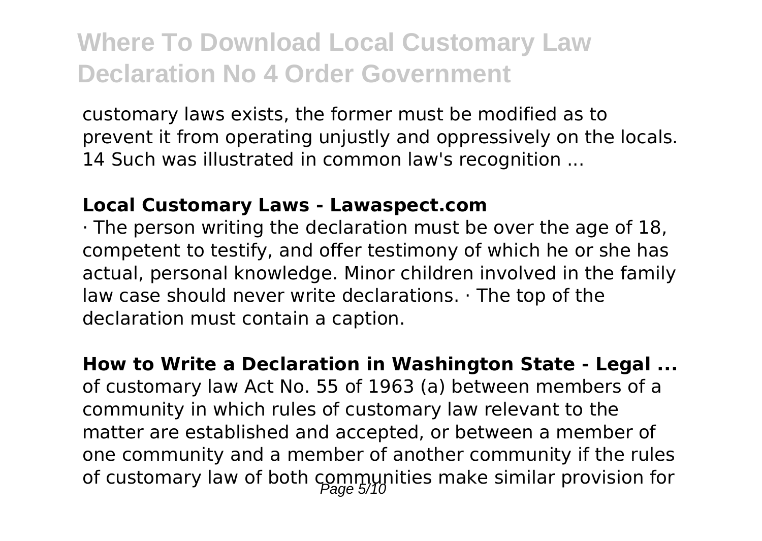customary laws exists, the former must be modified as to prevent it from operating unjustly and oppressively on the locals. 14 Such was illustrated in common law's recognition ...

### Local Customary Laws - Lawaspect.com

· The person writing the declaration must be over the age of 18, competent to testify, and offer testimony of which he or she has actual, personal knowledge. Minor children involved in the family law case should never write declarations. · The top of the declaration must contain a caption.

### How to Write a Declaration in Washington State - Legal ...

of customary law Act No. 55 of 1963 (a) between members of a community in which rules of customary law relevant to the matter are established and accepted, or between a member of one community and a member of another community if the rules of customary law of both communities make similar provision for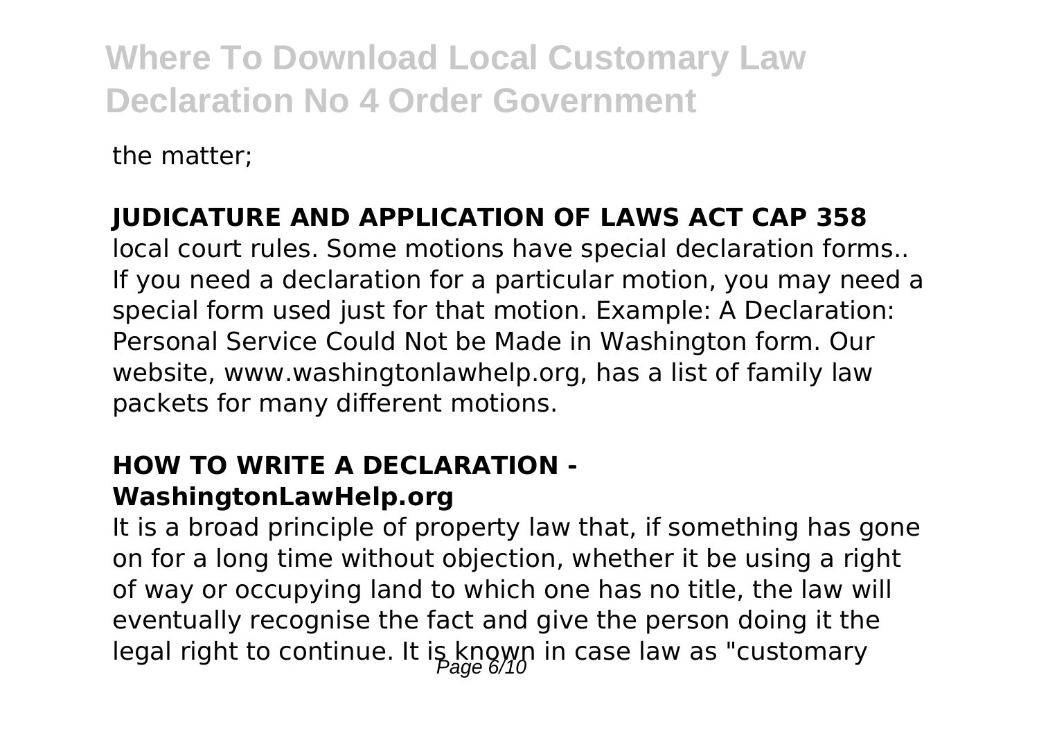the matter;

**JUDICATURE AND APPLICATION OF LAWS ACT CAP 358**

local court rules. Some motions have special declaration forms.. If you need a declaration for a particular motion, you may need a special form used just for that motion. Example: A Declaration: Personal Service Could Not be Made in Washington form. Our website, www.washingtonlawhelp.org, has a list of family law packets for many different motions.

**HOW TO WRITE A DECLARATION - WashingtonLawHelp.org**

It is a broad principle of property law that, if something has gone on for a long time without objection, whether it be using a right of way or occupying land to which one has no title, the law will eventually recognise the fact and give the person doing it the legal right to continue. It is known in case law as "customary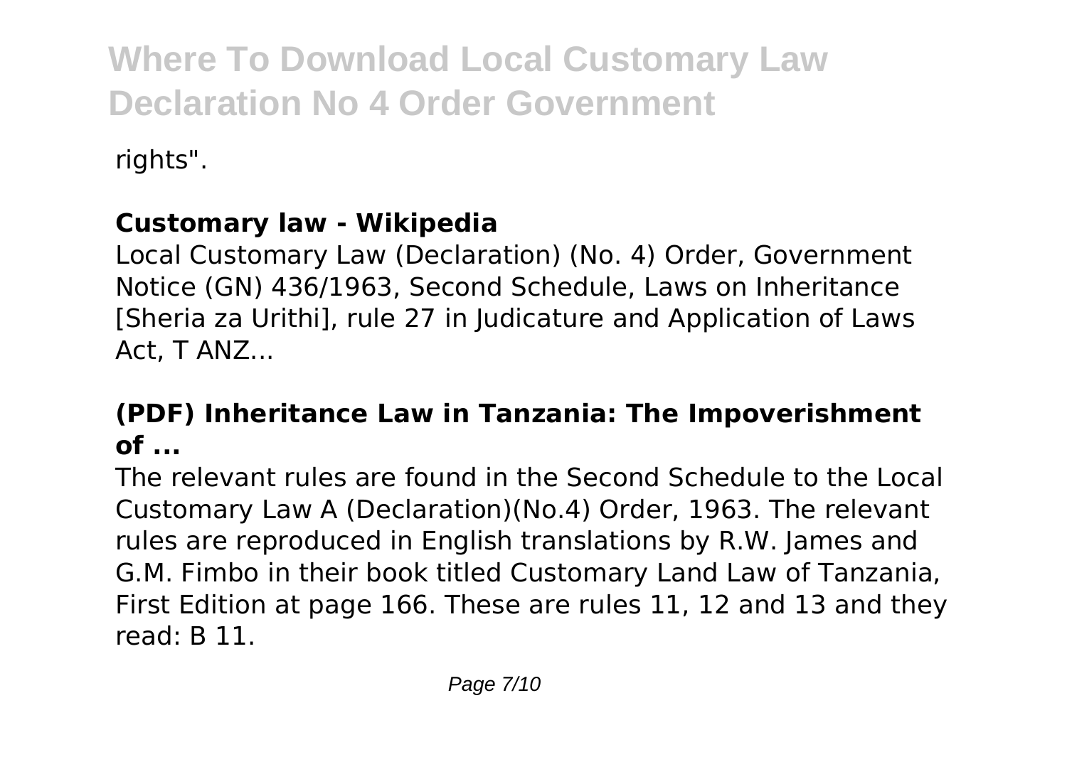rights".

**Customary law - Wikipedia**

Local Customary Law (Declaration) (No. 4) Order, Government Notice (GN) 436/1963, Second Schedule, Laws on Inheritance [Sheria za Urithi], rule 27 in Judicature and Application of Laws Act, T ANZ...

**(PDF) Inheritance Law in Tanzania: The Impoverishment of ...**

The relevant rules are found in the Second Schedule to the Local Customary Law A (Declaration)(No.4) Order, 1963. The relevant rules are reproduced in English translations by R.W. James and G.M. Fimbo in their book titled Customary Land Law of Tanzania, First Edition at page 166. These are rules 11, 12 and 13 and they read: B 11.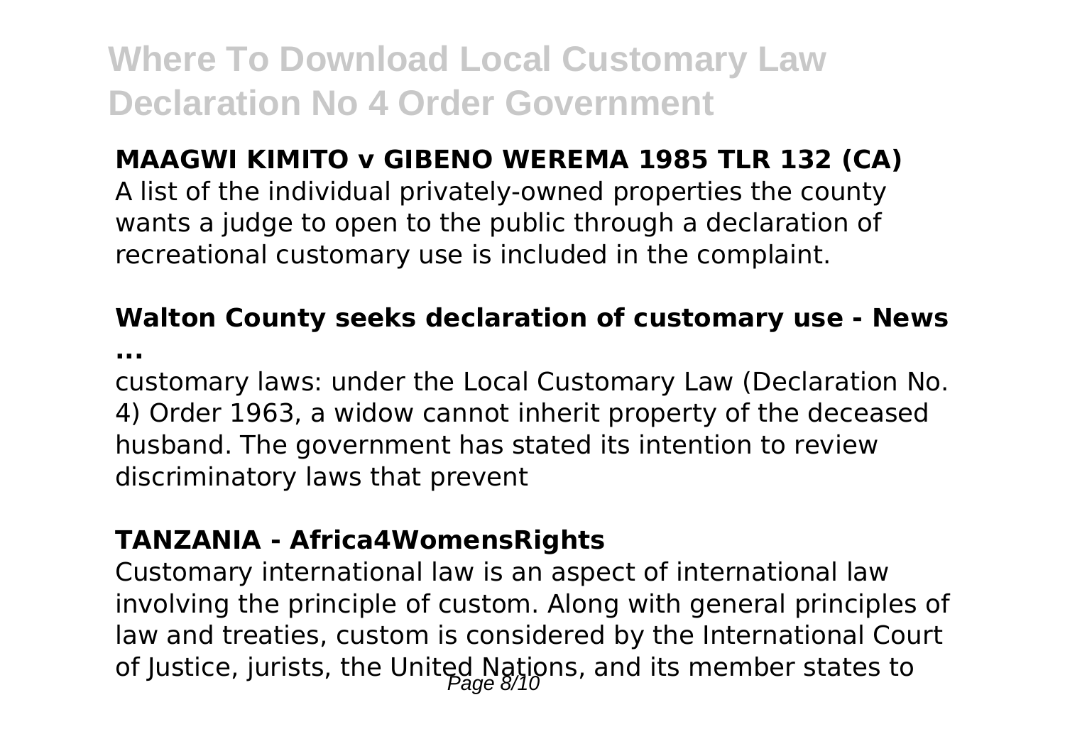**MAAGWI KIMITO v GIBENO WEREMA 1985 TLR 132 (CA)**

A list of the individual privately-owned properties the county wants a judge to open to the public through a declaration of recreational customary use is included in the complaint.

**Walton County seeks declaration of customary use - News ...**

customary laws: under the Local Customary Law (Declaration No. 4) Order 1963, a widow cannot inherit property of the deceased husband. The government has stated its intention to review discriminatory laws that prevent

**TANZANIA - Africa4WomensRights**

Customary international law is an aspect of international law involving the principle of custom. Along with general principles of law and treaties, custom is considered by the International Court of Justice, jurists, the United Nations, and its member states to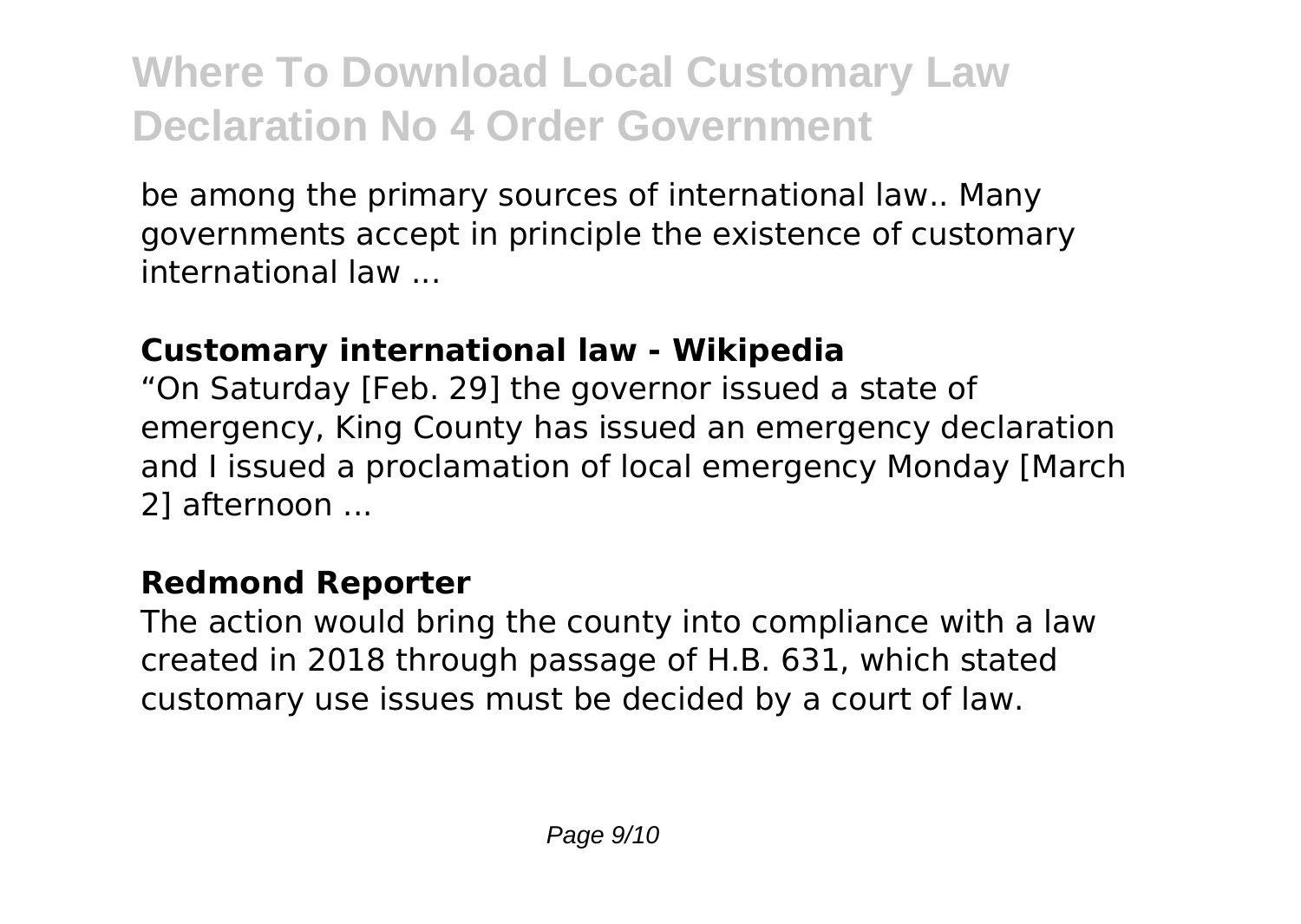be among the primary sources of international law.. Many governments accept in principle the existence of customary international law ...

**Customary international law - Wikipedia**

"On Saturday [Feb. 29] the governor issued a state of emergency, King County has issued an emergency declaration and I issued a proclamation of local emergency Monday [March 2] afternoon ...

**Redmond Reporter**

The action would bring the county into compliance with a law created in 2018 through passage of H.B. 631, which stated customary use issues must be decided by a court of law.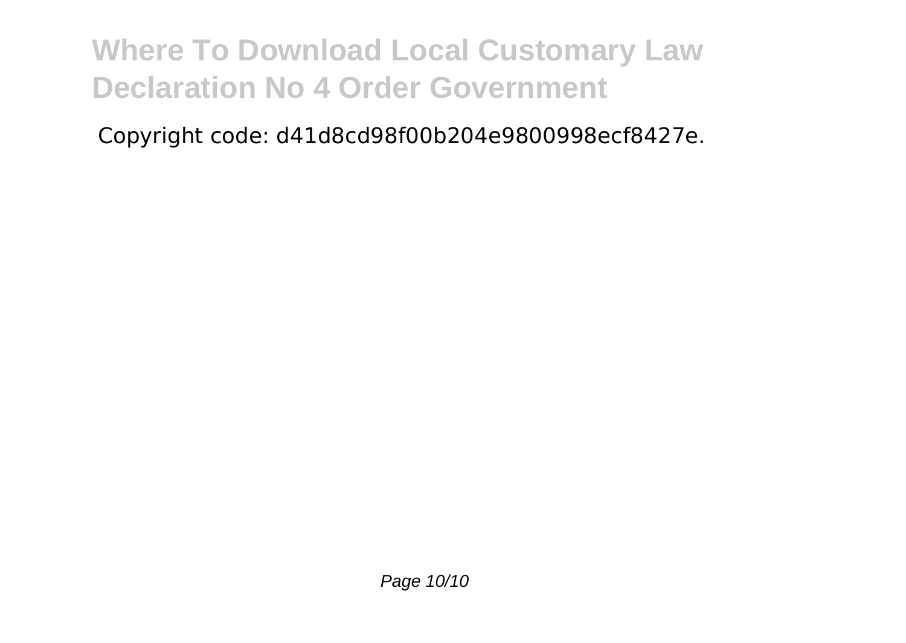Copyright code: d41d8cd98f00b204e9800998ecf8427e.